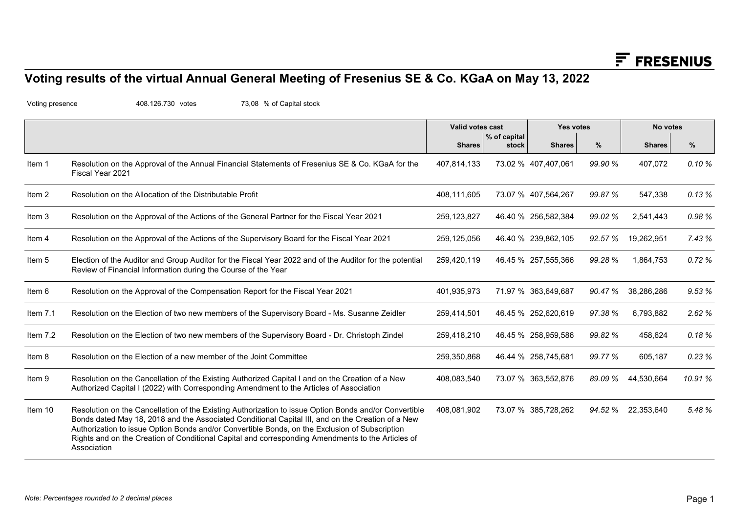# Voting results of the virtual Annual General Meeting of Fresenius SE & Co. KGaA on May 13, 2022

Voting presence 408.126.730 votes 73,08 % of Capital stock

| | | Valid votes cast | | Yes votes | | No votes | |
|---|---|---|---|---|---|---|---|
| | | Shares | % of capital stock | Shares | % | Shares | % |
| Item 1 | Resolution on the Approval of the Annual Financial Statements of Fresenius SE & Co. KGaA for the Fiscal Year 2021 | 407,814,133 | 73.02 % | 407,407,061 | *99.90 %* | 407,072 | *0.10 %* |
| Item 2 | Resolution on the Allocation of the Distributable Profit | 408,111,605 | 73.07 % | 407,564,267 | *99.87 %* | 547,338 | *0.13 %* |
| Item 3 | Resolution on the Approval of the Actions of the General Partner for the Fiscal Year 2021 | 259,123,827 | 46.40 % | 256,582,384 | *99.02 %* | 2,541,443 | *0.98 %* |
| Item 4 | Resolution on the Approval of the Actions of the Supervisory Board for the Fiscal Year 2021 | 259,125,056 | 46.40 % | 239,862,105 | *92.57 %* | 19,262,951 | *7.43 %* |
| Item 5 | Election of the Auditor and Group Auditor for the Fiscal Year 2022 and of the Auditor for the potential Review of Financial Information during the Course of the Year | 259,420,119 | 46.45 % | 257,555,366 | *99.28 %* | 1,864,753 | *0.72 %* |
| Item 6 | Resolution on the Approval of the Compensation Report for the Fiscal Year 2021 | 401,935,973 | 71.97 % | 363,649,687 | *90.47 %* | 38,286,286 | *9.53 %* |
| Item 7.1 | Resolution on the Election of two new members of the Supervisory Board - Ms. Susanne Zeidler | 259,414,501 | 46.45 % | 252,620,619 | *97.38 %* | 6,793,882 | *2.62 %* |
| Item 7.2 | Resolution on the Election of two new members of the Supervisory Board - Dr. Christoph Zindel | 259,418,210 | 46.45 % | 258,959,586 | *99.82 %* | 458,624 | *0.18 %* |
| Item 8 | Resolution on the Election of a new member of the Joint Committee | 259,350,868 | 46.44 % | 258,745,681 | *99.77 %* | 605,187 | *0.23 %* |
| Item 9 | Resolution on the Cancellation of the Existing Authorized Capital I and on the Creation of a New Authorized Capital I (2022) with Corresponding Amendment to the Articles of Association | 408,083,540 | 73.07 % | 363,552,876 | *89.09 %* | 44,530,664 | *10.91 %* |
| Item 10 | Resolution on the Cancellation of the Existing Authorization to issue Option Bonds and/or Convertible Bonds dated May 18, 2018 and the Associated Conditional Capital III, and on the Creation of a New Authorization to issue Option Bonds and/or Convertible Bonds, on the Exclusion of Subscription Rights and on the Creation of Conditional Capital and corresponding Amendments to the Articles of Association | 408,081,902 | 73.07 % | 385,728,262 | *94.52 %* | 22,353,640 | *5.48 %* |

*Note: Percentages rounded to 2 decimal places*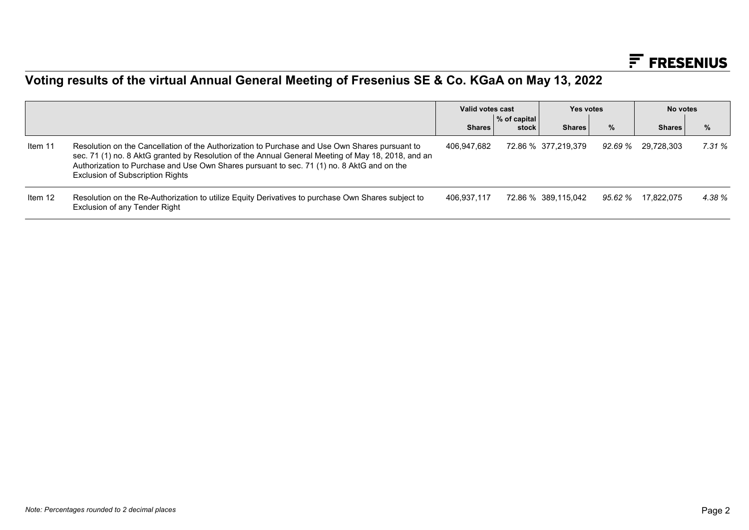FRESENIUS

# Voting results of the virtual Annual General Meeting of Fresenius SE & Co. KGaA on May 13, 2022

| | | Valid votes cast | | Yes votes | | No votes | |
|---|---|---|---|---|---|---|---|
| | | Shares | % of capital stock | Shares | % | Shares | % |
| Item 11 | Resolution on the Cancellation of the Authorization to Purchase and Use Own Shares pursuant to sec. 71 (1) no. 8 AktG granted by Resolution of the Annual General Meeting of May 18, 2018, and an Authorization to Purchase and Use Own Shares pursuant to sec. 71 (1) no. 8 AktG and on the Exclusion of Subscription Rights | 406,947,682 | 72.86 % | 377,219,379 | *92.69 %* | 29,728,303 | *7.31 %* |
| Item 12 | Resolution on the Re-Authorization to utilize Equity Derivatives to purchase Own Shares subject to Exclusion of any Tender Right | 406,937,117 | 72.86 % | 389,115,042 | *95.62 %* | 17,822,075 | *4.38 %* |

*Note: Percentages rounded to 2 decimal places*